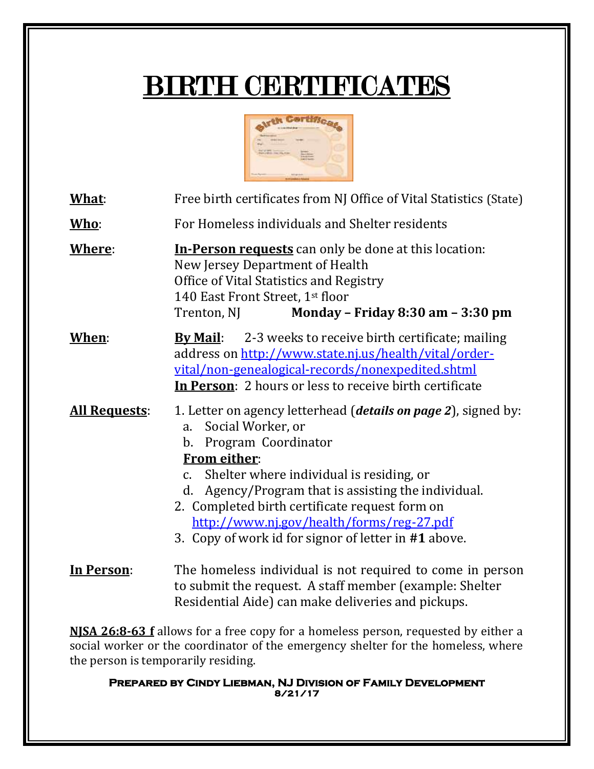# BIRTH CERTIFICATES

**What**: Free birth certificates from NJ Office of Vital Statistics (State)

**Who**: For Homeless individuals and Shelter residents

**Where**: **In-Person requests** can only be done at this location:
New Jersey Department of Health
Office of Vital Statistics and Registry
140 East Front Street, 1st floor
Trenton, NJ **Monday – Friday 8:30 am – 3:30 pm**

**When**: **By Mail**: 2-3 weeks to receive birth certificate; mailing address on http://www.state.nj.us/health/vital/order-vital/non-genealogical-records/nonexpedited.shtml
**In Person**: 2 hours or less to receive birth certificate

**All Requests**:

1. Letter on agency letterhead (***details on page 2***), signed by:
   a. Social Worker, or
   b. Program Coordinator

   **From either**:

   c. Shelter where individual is residing, or
   d. Agency/Program that is assisting the individual.
2. Completed birth certificate request form on http://www.nj.gov/health/forms/reg-27.pdf
3. Copy of work id for signor of letter in **#1** above.

**In Person**: The homeless individual is not required to come in person to submit the request. A staff member (example: Shelter Residential Aide) can make deliveries and pickups.

**NJSA 26:8-63 f** allows for a free copy for a homeless person, requested by either a social worker or the coordinator of the emergency shelter for the homeless, where the person is temporarily residing.

**Prepared by Cindy Liebman, NJ Division of Family Development**
**8/21/17**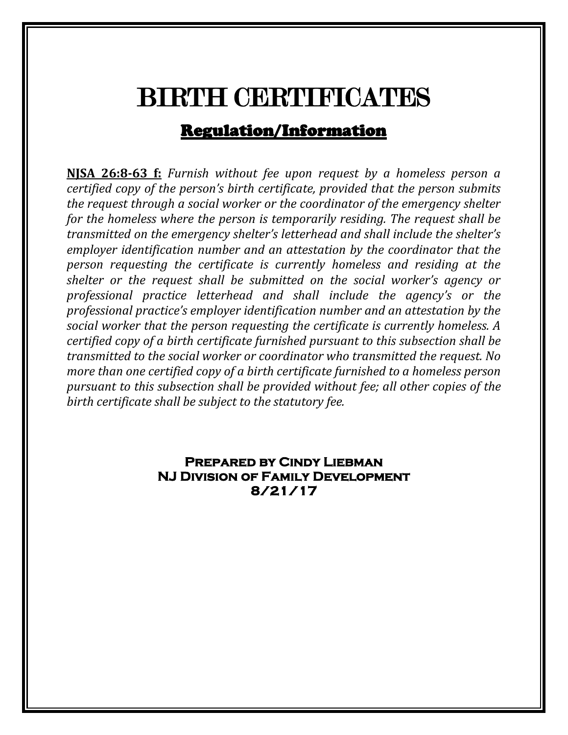# BIRTH CERTIFICATES

## Regulation/Information

**NJSA 26:8-63 f:** *Furnish without fee upon request by a homeless person a certified copy of the person's birth certificate, provided that the person submits the request through a social worker or the coordinator of the emergency shelter for the homeless where the person is temporarily residing. The request shall be transmitted on the emergency shelter's letterhead and shall include the shelter's employer identification number and an attestation by the coordinator that the person requesting the certificate is currently homeless and residing at the shelter or the request shall be submitted on the social worker's agency or professional practice letterhead and shall include the agency's or the professional practice's employer identification number and an attestation by the social worker that the person requesting the certificate is currently homeless. A certified copy of a birth certificate furnished pursuant to this subsection shall be transmitted to the social worker or coordinator who transmitted the request. No more than one certified copy of a birth certificate furnished to a homeless person pursuant to this subsection shall be provided without fee; all other copies of the birth certificate shall be subject to the statutory fee.*

**Prepared by Cindy Liebman**
**NJ Division of Family Development**
**8/21/17**